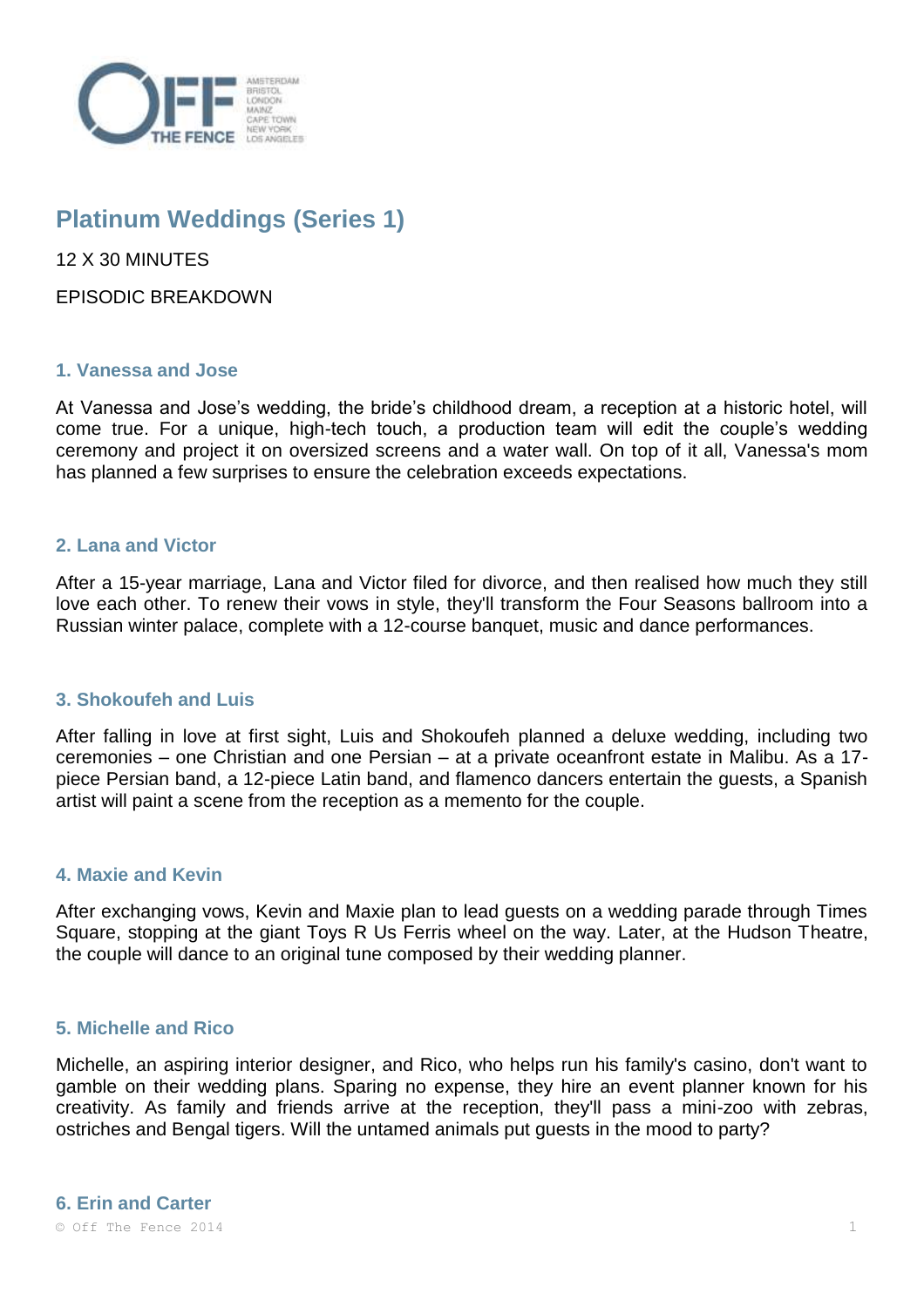# Platinum Weddings (Series 1)

12 X 30 MINUTES

EPISODIC BREAKDOWN

### 1. Vanessa and Jose

At Vanessa and Jose's wedding, the bride's childhood dream, a reception at a historic hotel, will come true. For a unique, high-tech touch, a production team will edit the couple's wedding ceremony and project it on oversized screens and a water wall. On top of it all, Vanessa's mom has planned a few surprises to ensure the celebration exceeds expectations.

### 2. Lana and Victor

After a 15-year marriage, Lana and Victor filed for divorce, and then realised how much they still love each other. To renew their vows in style, they'll transform the Four Seasons ballroom into a Russian winter palace, complete with a 12-course banquet, music and dance performances.

### 3. Shokoufeh and Luis

After falling in love at first sight, Luis and Shokoufeh planned a deluxe wedding, including two ceremonies – one Christian and one Persian – at a private oceanfront estate in Malibu. As a 17-piece Persian band, a 12-piece Latin band, and flamenco dancers entertain the guests, a Spanish artist will paint a scene from the reception as a memento for the couple.

### 4. Maxie and Kevin

After exchanging vows, Kevin and Maxie plan to lead guests on a wedding parade through Times Square, stopping at the giant Toys R Us Ferris wheel on the way. Later, at the Hudson Theatre, the couple will dance to an original tune composed by their wedding planner.

### 5. Michelle and Rico

Michelle, an aspiring interior designer, and Rico, who helps run his family's casino, don't want to gamble on their wedding plans. Sparing no expense, they hire an event planner known for his creativity. As family and friends arrive at the reception, they'll pass a mini-zoo with zebras, ostriches and Bengal tigers. Will the untamed animals put guests in the mood to party?

### 6. Erin and Carter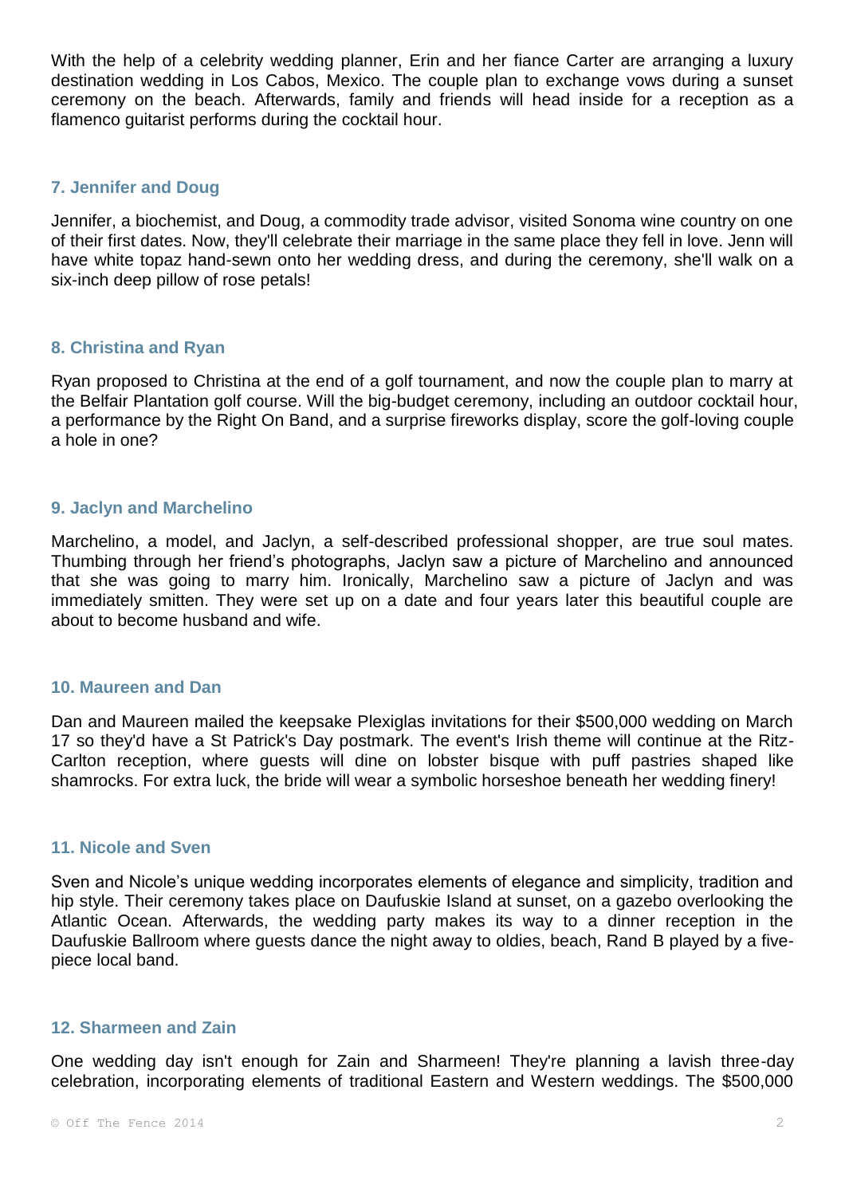With the help of a celebrity wedding planner, Erin and her fiance Carter are arranging a luxury destination wedding in Los Cabos, Mexico. The couple plan to exchange vows during a sunset ceremony on the beach. Afterwards, family and friends will head inside for a reception as a flamenco guitarist performs during the cocktail hour.

### 7. Jennifer and Doug

Jennifer, a biochemist, and Doug, a commodity trade advisor, visited Sonoma wine country on one of their first dates. Now, they'll celebrate their marriage in the same place they fell in love. Jenn will have white topaz hand-sewn onto her wedding dress, and during the ceremony, she'll walk on a six-inch deep pillow of rose petals!

### 8. Christina and Ryan

Ryan proposed to Christina at the end of a golf tournament, and now the couple plan to marry at the Belfair Plantation golf course. Will the big-budget ceremony, including an outdoor cocktail hour, a performance by the Right On Band, and a surprise fireworks display, score the golf-loving couple a hole in one?

### 9. Jaclyn and Marchelino

Marchelino, a model, and Jaclyn, a self-described professional shopper, are true soul mates. Thumbing through her friend's photographs, Jaclyn saw a picture of Marchelino and announced that she was going to marry him. Ironically, Marchelino saw a picture of Jaclyn and was immediately smitten. They were set up on a date and four years later this beautiful couple are about to become husband and wife.

### 10. Maureen and Dan

Dan and Maureen mailed the keepsake Plexiglas invitations for their $500,000 wedding on March 17 so they'd have a St Patrick's Day postmark. The event's Irish theme will continue at the Ritz-Carlton reception, where guests will dine on lobster bisque with puff pastries shaped like shamrocks. For extra luck, the bride will wear a symbolic horseshoe beneath her wedding finery!

### 11. Nicole and Sven

Sven and Nicole's unique wedding incorporates elements of elegance and simplicity, tradition and hip style. Their ceremony takes place on Daufuskie Island at sunset, on a gazebo overlooking the Atlantic Ocean. Afterwards, the wedding party makes its way to a dinner reception in the Daufuskie Ballroom where guests dance the night away to oldies, beach, Rand B played by a five-piece local band.

### 12. Sharmeen and Zain

One wedding day isn't enough for Zain and Sharmeen! They're planning a lavish three-day celebration, incorporating elements of traditional Eastern and Western weddings. The $500,000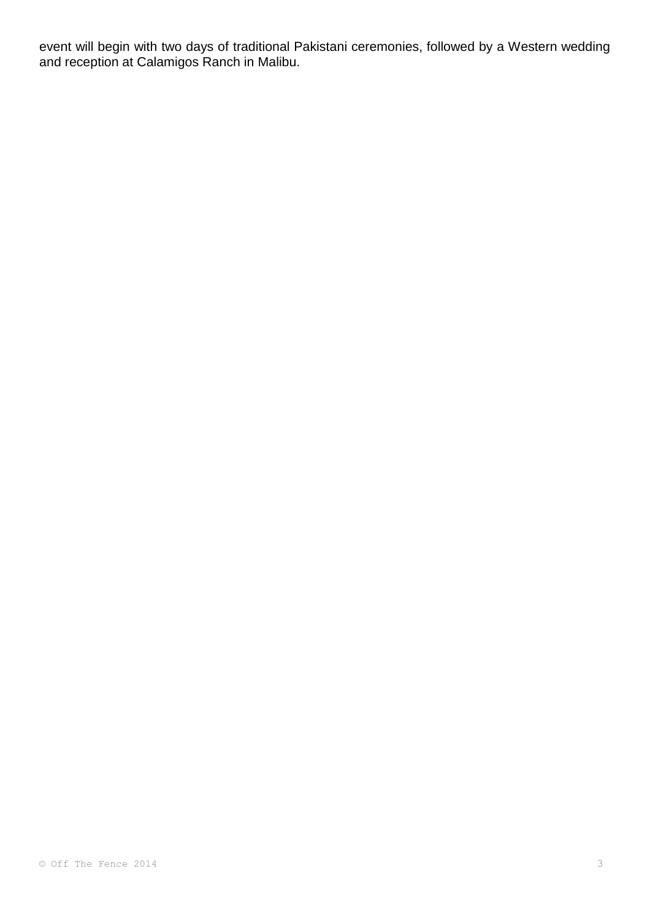event will begin with two days of traditional Pakistani ceremonies, followed by a Western wedding and reception at Calamigos Ranch in Malibu.